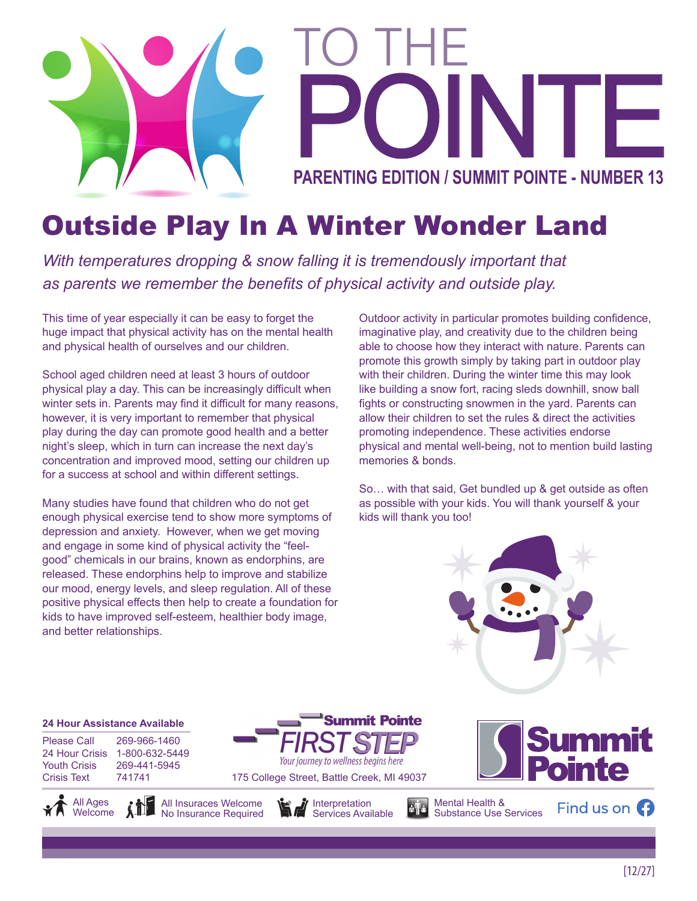# TO THE POINTE

**PARENTING EDITION / SUMMIT POINTE - NUMBER 13**

## Outside Play In A Winter Wonder Land

*With temperatures dropping & snow falling it is tremendously important that as parents we remember the benefits of physical activity and outside play.*

This time of year especially it can be easy to forget the huge impact that physical activity has on the mental health and physical health of ourselves and our children.

School aged children need at least 3 hours of outdoor physical play a day. This can be increasingly difficult when winter sets in. Parents may find it difficult for many reasons, however, it is very important to remember that physical play during the day can promote good health and a better night's sleep, which in turn can increase the next day's concentration and improved mood, setting our children up for a success at school and within different settings.

Many studies have found that children who do not get enough physical exercise tend to show more symptoms of depression and anxiety. However, when we get moving and engage in some kind of physical activity the "feel-good" chemicals in our brains, known as endorphins, are released. These endorphins help to improve and stabilize our mood, energy levels, and sleep regulation. All of these positive physical effects then help to create a foundation for kids to have improved self-esteem, healthier body image, and better relationships.

Outdoor activity in particular promotes building confidence, imaginative play, and creativity due to the children being able to choose how they interact with nature. Parents can promote this growth simply by taking part in outdoor play with their children. During the winter time this may look like building a snow fort, racing sleds downhill, snow ball fights or constructing snowmen in the yard. Parents can allow their children to set the rules & direct the activities promoting independence. These activities endorse physical and mental well-being, not to mention build lasting memories & bonds.

So… with that said, Get bundled up & get outside as often as possible with your kids. You will thank yourself & your kids will thank you too!

**24 Hour Assistance Available**

| | |
|---|---|
| Please Call | 269-966-1460 |
| 24 Hour Crisis | 1-800-632-5449 |
| Youth Crisis | 269-441-5945 |
| Crisis Text | 741741 |

**Summit Pointe FIRST STEP**
*Your journey to wellness begins here*
175 College Street, Battle Creek, MI 49037

**Summit Pointe**

All Ages Welcome | All Insurances Welcome, No Insurance Required | Interpretation Services Available | Mental Health & Substance Use Services | Find us on Facebook

[12/27]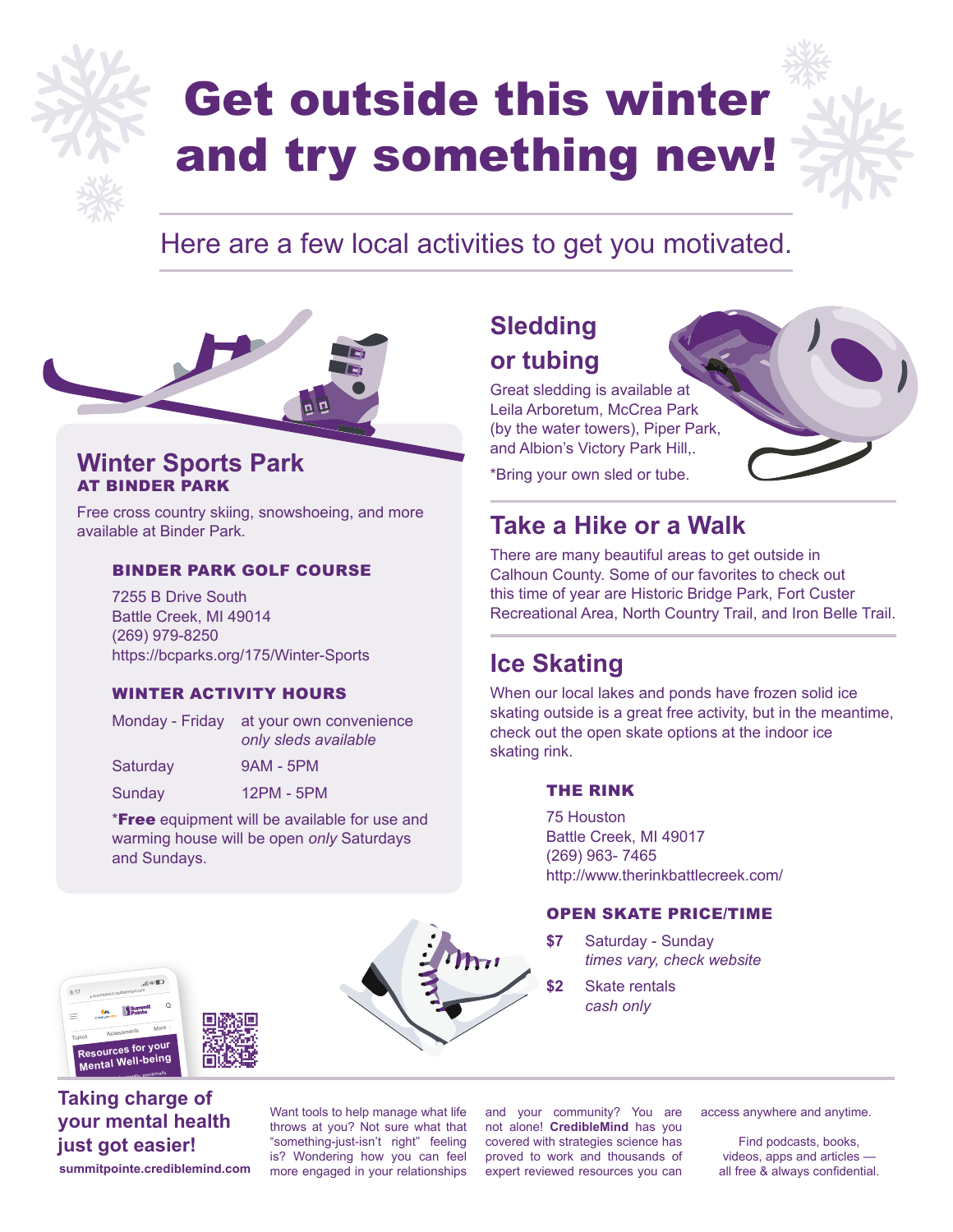# Get outside this winter and try something new!

Here are a few local activities to get you motivated.

## Winter Sports Park

**AT BINDER PARK**

Free cross country skiing, snowshoeing, and more available at Binder Park.

### BINDER PARK GOLF COURSE

7255 B Drive South
Battle Creek, MI 49014
(269) 979-8250
https://bcparks.org/175/Winter-Sports

### WINTER ACTIVITY HOURS

| | |
|---|---|
| Monday - Friday | at your own convenience *only sleds available* |
| Saturday | 9AM - 5PM |
| Sunday | 12PM - 5PM |

**Free** equipment will be available for use and warming house will be open *only* Saturdays and Sundays.

## Sledding or tubing

Great sledding is available at Leila Arboretum, McCrea Park (by the water towers), Piper Park, and Albion's Victory Park Hill,.

*Bring your own sled or tube.

## Take a Hike or a Walk

There are many beautiful areas to get outside in Calhoun County. Some of our favorites to check out this time of year are Historic Bridge Park, Fort Custer Recreational Area, North Country Trail, and Iron Belle Trail.

## Ice Skating

When our local lakes and ponds have frozen solid ice skating outside is a great free activity, but in the meantime, check out the open skate options at the indoor ice skating rink.

### THE RINK

75 Houston
Battle Creek, MI 49017
(269) 963- 7465
http://www.therinkbattlecreek.com/

### OPEN SKATE PRICE/TIME

| | |
|---|---|
| $7 | Saturday - Sunday *times vary, check website* |
| $2 | Skate rentals *cash only* |

## Taking charge of your mental health just got easier!

summitpointe.crediblemind.com

Want tools to help manage what life throws at you? Not sure what that "something-just-isn't right" feeling is? Wondering how you can feel more engaged in your relationships and your community? You are not alone! **CredibleMind** has you covered with strategies science has proved to work and thousands of expert reviewed resources you can access anywhere and anytime.

Find podcasts, books, videos, apps and articles — all free & always confidential.